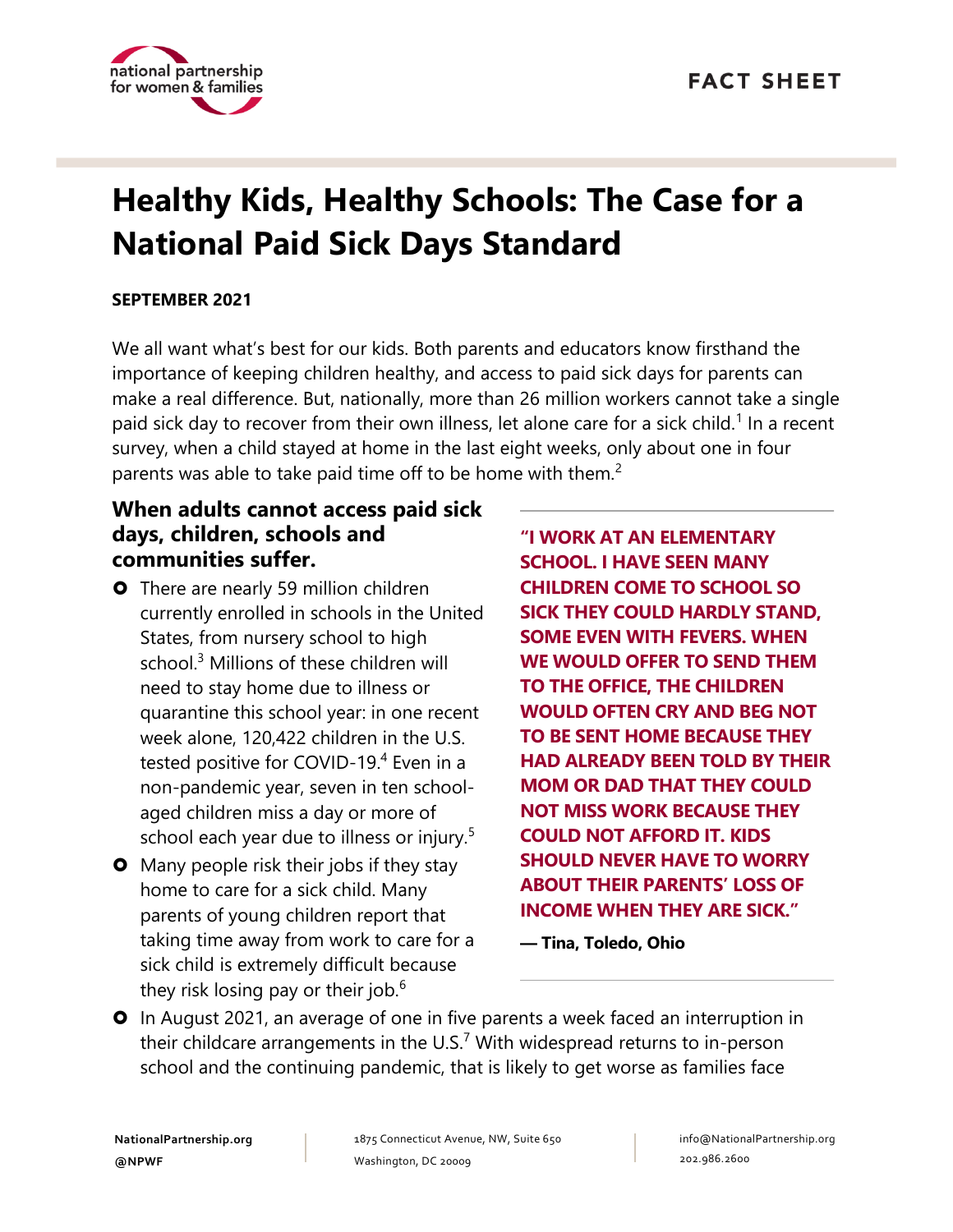FACT SHEET

# Healthy Kids, Healthy Schools: The Case for a National Paid Sick Days Standard

**SEPTEMBER 2021**

We all want what's best for our kids. Both parents and educators know firsthand the importance of keeping children healthy, and access to paid sick days for parents can make a real difference. But, nationally, more than 26 million workers cannot take a single paid sick day to recover from their own illness, let alone care for a sick child.[1] In a recent survey, when a child stayed at home in the last eight weeks, only about one in four parents was able to take paid time off to be home with them.[2]

## When adults cannot access paid sick days, children, schools and communities suffer.

- There are nearly 59 million children currently enrolled in schools in the United States, from nursery school to high school.[3] Millions of these children will need to stay home due to illness or quarantine this school year: in one recent week alone, 120,422 children in the U.S. tested positive for COVID-19.[4] Even in a non-pandemic year, seven in ten school-aged children miss a day or more of school each year due to illness or injury.[5]
- Many people risk their jobs if they stay home to care for a sick child. Many parents of young children report that taking time away from work to care for a sick child is extremely difficult because they risk losing pay or their job.[6]
- In August 2021, an average of one in five parents a week faced an interruption in their childcare arrangements in the U.S.[7] With widespread returns to in-person school and the continuing pandemic, that is likely to get worse as families face

**"I WORK AT AN ELEMENTARY SCHOOL. I HAVE SEEN MANY CHILDREN COME TO SCHOOL SO SICK THEY COULD HARDLY STAND, SOME EVEN WITH FEVERS. WHEN WE WOULD OFFER TO SEND THEM TO THE OFFICE, THE CHILDREN WOULD OFTEN CRY AND BEG NOT TO BE SENT HOME BECAUSE THEY HAD ALREADY BEEN TOLD BY THEIR MOM OR DAD THAT THEY COULD NOT MISS WORK BECAUSE THEY COULD NOT AFFORD IT. KIDS SHOULD NEVER HAVE TO WORRY ABOUT THEIR PARENTS' LOSS OF INCOME WHEN THEY ARE SICK."**

**— Tina, Toledo, Ohio**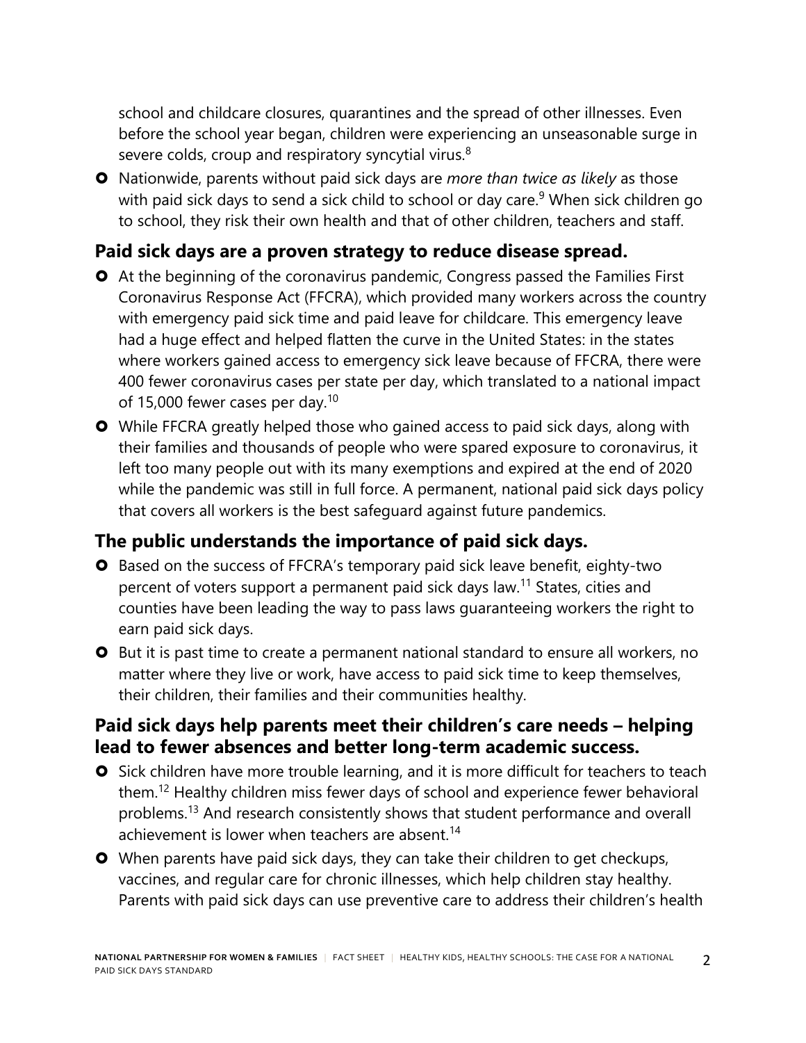school and childcare closures, quarantines and the spread of other illnesses. Even before the school year began, children were experiencing an unseasonable surge in severe colds, croup and respiratory syncytial virus.[8]

- Nationwide, parents without paid sick days are *more than twice as likely* as those with paid sick days to send a sick child to school or day care.[9] When sick children go to school, they risk their own health and that of other children, teachers and staff.

## Paid sick days are a proven strategy to reduce disease spread.

- At the beginning of the coronavirus pandemic, Congress passed the Families First Coronavirus Response Act (FFCRA), which provided many workers across the country with emergency paid sick time and paid leave for childcare. This emergency leave had a huge effect and helped flatten the curve in the United States: in the states where workers gained access to emergency sick leave because of FFCRA, there were 400 fewer coronavirus cases per state per day, which translated to a national impact of 15,000 fewer cases per day.[10]
- While FFCRA greatly helped those who gained access to paid sick days, along with their families and thousands of people who were spared exposure to coronavirus, it left too many people out with its many exemptions and expired at the end of 2020 while the pandemic was still in full force. A permanent, national paid sick days policy that covers all workers is the best safeguard against future pandemics.

## The public understands the importance of paid sick days.

- Based on the success of FFCRA's temporary paid sick leave benefit, eighty-two percent of voters support a permanent paid sick days law.[11] States, cities and counties have been leading the way to pass laws guaranteeing workers the right to earn paid sick days.
- But it is past time to create a permanent national standard to ensure all workers, no matter where they live or work, have access to paid sick time to keep themselves, their children, their families and their communities healthy.

## Paid sick days help parents meet their children's care needs – helping lead to fewer absences and better long-term academic success.

- Sick children have more trouble learning, and it is more difficult for teachers to teach them.[12] Healthy children miss fewer days of school and experience fewer behavioral problems.[13] And research consistently shows that student performance and overall achievement is lower when teachers are absent.[14]
- When parents have paid sick days, they can take their children to get checkups, vaccines, and regular care for chronic illnesses, which help children stay healthy. Parents with paid sick days can use preventive care to address their children's health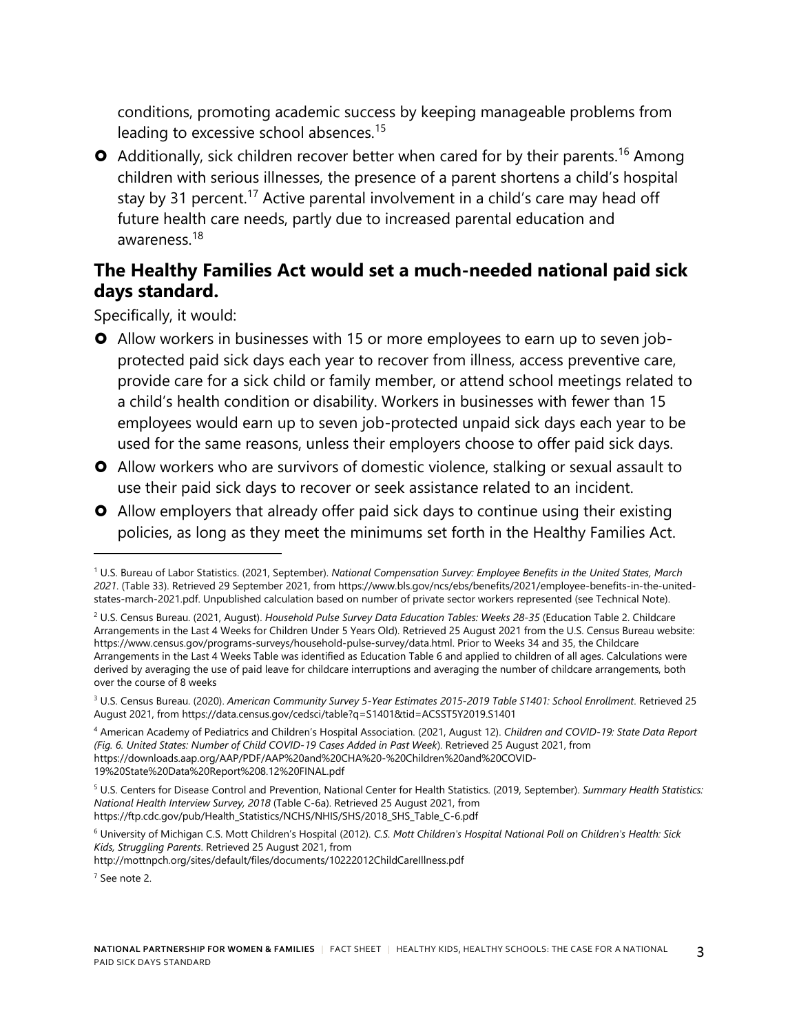conditions, promoting academic success by keeping manageable problems from leading to excessive school absences.[15]

- Additionally, sick children recover better when cared for by their parents.[16] Among children with serious illnesses, the presence of a parent shortens a child's hospital stay by 31 percent.[17] Active parental involvement in a child's care may head off future health care needs, partly due to increased parental education and awareness.[18]

## The Healthy Families Act would set a much-needed national paid sick days standard.

Specifically, it would:

- Allow workers in businesses with 15 or more employees to earn up to seven job-protected paid sick days each year to recover from illness, access preventive care, provide care for a sick child or family member, or attend school meetings related to a child's health condition or disability. Workers in businesses with fewer than 15 employees would earn up to seven job-protected unpaid sick days each year to be used for the same reasons, unless their employers choose to offer paid sick days.
- Allow workers who are survivors of domestic violence, stalking or sexual assault to use their paid sick days to recover or seek assistance related to an incident.
- Allow employers that already offer paid sick days to continue using their existing policies, as long as they meet the minimums set forth in the Healthy Families Act.

---

[1] U.S. Bureau of Labor Statistics. (2021, September). *National Compensation Survey: Employee Benefits in the United States, March 2021*. (Table 33). Retrieved 29 September 2021, from https://www.bls.gov/ncs/ebs/benefits/2021/employee-benefits-in-the-united-states-march-2021.pdf. Unpublished calculation based on number of private sector workers represented (see Technical Note).

[2] U.S. Census Bureau. (2021, August). *Household Pulse Survey Data Education Tables: Weeks 28-35* (Education Table 2. Childcare Arrangements in the Last 4 Weeks for Children Under 5 Years Old). Retrieved 25 August 2021 from the U.S. Census Bureau website: https://www.census.gov/programs-surveys/household-pulse-survey/data.html. Prior to Weeks 34 and 35, the Childcare Arrangements in the Last 4 Weeks Table was identified as Education Table 6 and applied to children of all ages. Calculations were derived by averaging the use of paid leave for childcare interruptions and averaging the number of childcare arrangements, both over the course of 8 weeks

[3] U.S. Census Bureau. (2020). *American Community Survey 5-Year Estimates 2015-2019 Table S1401: School Enrollment*. Retrieved 25 August 2021, from https://data.census.gov/cedsci/table?q=S1401&tid=ACSST5Y2019.S1401

[4] American Academy of Pediatrics and Children's Hospital Association. (2021, August 12). *Children and COVID-19: State Data Report (Fig. 6. United States: Number of Child COVID-19 Cases Added in Past Week)*. Retrieved 25 August 2021, from https://downloads.aap.org/AAP/PDF/AAP%20and%20CHA%20-%20Children%20and%20COVID-19%20State%20Data%20Report%208.12%20FINAL.pdf

[5] U.S. Centers for Disease Control and Prevention, National Center for Health Statistics. (2019, September). *Summary Health Statistics: National Health Interview Survey, 2018* (Table C-6a). Retrieved 25 August 2021, from https://ftp.cdc.gov/pub/Health_Statistics/NCHS/NHIS/SHS/2018_SHS_Table_C-6.pdf

[6] University of Michigan C.S. Mott Children's Hospital (2012). *C.S. Mott Children's Hospital National Poll on Children's Health: Sick Kids, Struggling Parents*. Retrieved 25 August 2021, from http://mottnpch.org/sites/default/files/documents/10222012ChildCareIllness.pdf

[7] See note 2.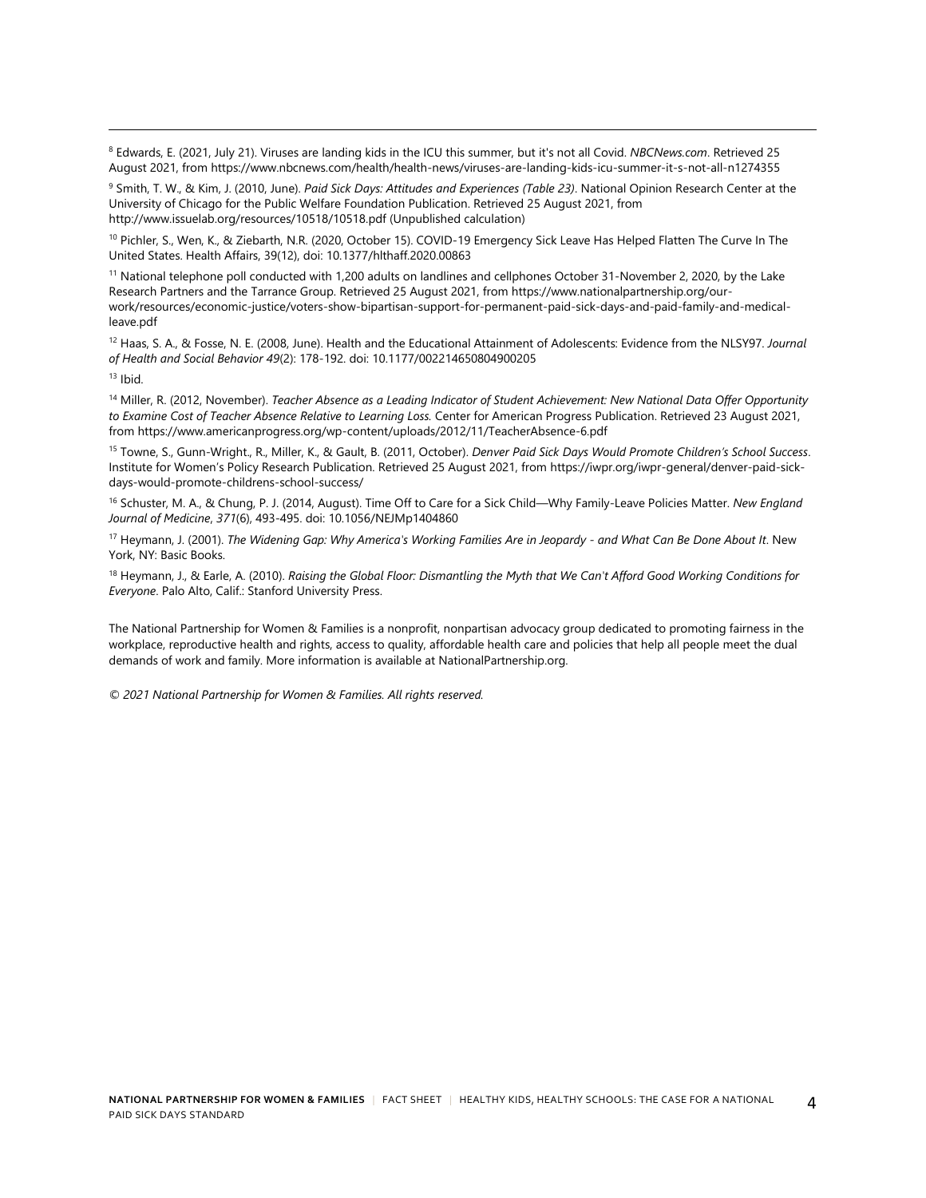[8] Edwards, E. (2021, July 21). Viruses are landing kids in the ICU this summer, but it's not all Covid. *NBCNews.com*. Retrieved 25 August 2021, from https://www.nbcnews.com/health/health-news/viruses-are-landing-kids-icu-summer-it-s-not-all-n1274355

[9] Smith, T. W., & Kim, J. (2010, June). *Paid Sick Days: Attitudes and Experiences (Table 23)*. National Opinion Research Center at the University of Chicago for the Public Welfare Foundation Publication. Retrieved 25 August 2021, from http://www.issuelab.org/resources/10518/10518.pdf (Unpublished calculation)

[10] Pichler, S., Wen, K., & Ziebarth, N.R. (2020, October 15). COVID-19 Emergency Sick Leave Has Helped Flatten The Curve In The United States. Health Affairs, 39(12), doi: 10.1377/hlthaff.2020.00863

[11] National telephone poll conducted with 1,200 adults on landlines and cellphones October 31-November 2, 2020, by the Lake Research Partners and the Tarrance Group. Retrieved 25 August 2021, from https://www.nationalpartnership.org/our-work/resources/economic-justice/voters-show-bipartisan-support-for-permanent-paid-sick-days-and-paid-family-and-medical-leave.pdf

[12] Haas, S. A., & Fosse, N. E. (2008, June). Health and the Educational Attainment of Adolescents: Evidence from the NLSY97. *Journal of Health and Social Behavior 49*(2): 178-192. doi: 10.1177/002214650804900205

[13] Ibid.

[14] Miller, R. (2012, November). *Teacher Absence as a Leading Indicator of Student Achievement: New National Data Offer Opportunity to Examine Cost of Teacher Absence Relative to Learning Loss.* Center for American Progress Publication. Retrieved 23 August 2021, from https://www.americanprogress.org/wp-content/uploads/2012/11/TeacherAbsence-6.pdf

[15] Towne, S., Gunn-Wright., R., Miller, K., & Gault, B. (2011, October). *Denver Paid Sick Days Would Promote Children's School Success*. Institute for Women's Policy Research Publication. Retrieved 25 August 2021, from https://iwpr.org/iwpr-general/denver-paid-sick-days-would-promote-childrens-school-success/

[16] Schuster, M. A., & Chung, P. J. (2014, August). Time Off to Care for a Sick Child—Why Family-Leave Policies Matter. *New England Journal of Medicine*, *371*(6), 493-495. doi: 10.1056/NEJMp1404860

[17] Heymann, J. (2001). *The Widening Gap: Why America's Working Families Are in Jeopardy - and What Can Be Done About It*. New York, NY: Basic Books.

[18] Heymann, J., & Earle, A. (2010). *Raising the Global Floor: Dismantling the Myth that We Can't Afford Good Working Conditions for Everyone*. Palo Alto, Calif.: Stanford University Press.

The National Partnership for Women & Families is a nonprofit, nonpartisan advocacy group dedicated to promoting fairness in the workplace, reproductive health and rights, access to quality, affordable health care and policies that help all people meet the dual demands of work and family. More information is available at NationalPartnership.org.

*© 2021 National Partnership for Women & Families. All rights reserved.*